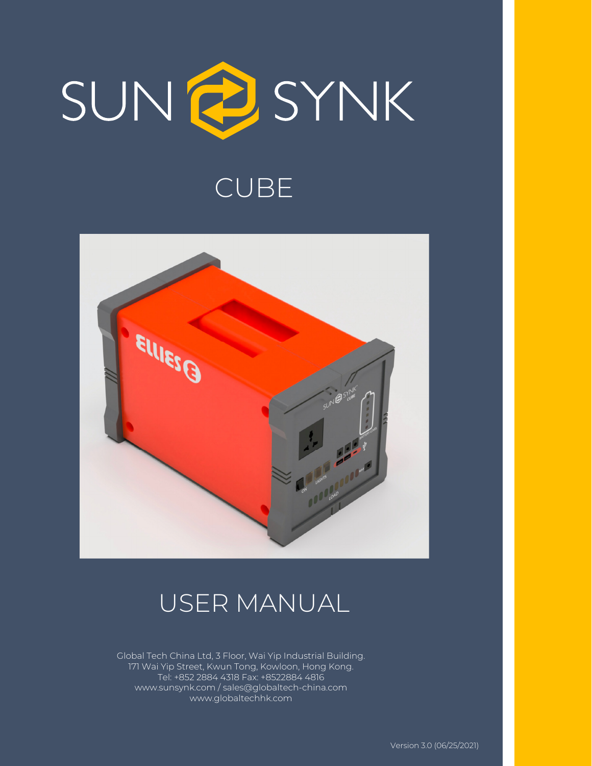# SUN SYNK

## CUBE

## USER MANUAL

Global Tech China Ltd, 3 Floor, Wai Yip Industrial Building.
171 Wai Yip Street, Kwun Tong, Kowloon, Hong Kong.
Tel: +852 2884 4318 Fax: +8522884 4816
www.sunsynk.com / sales@globaltech-china.com
www.globaltechhk.com

Version 3.0 (06/25/2021)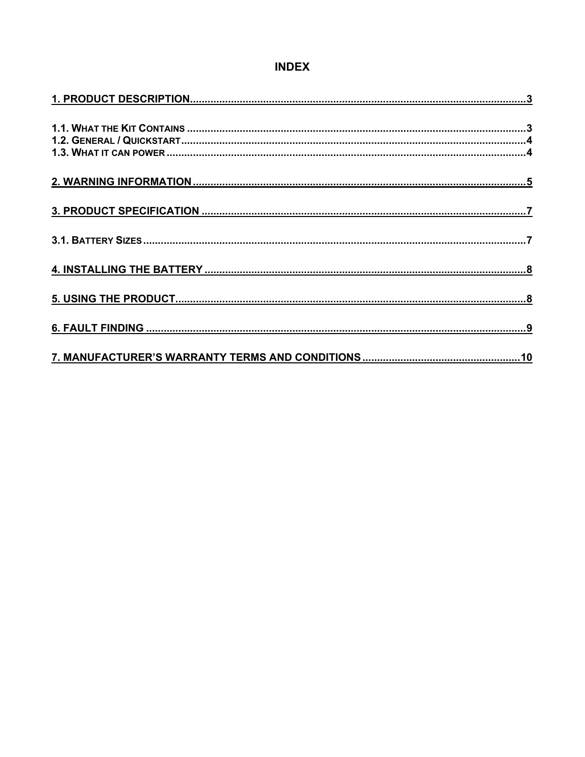# INDEX

1. PRODUCT DESCRIPTION .......... 3

1.1. WHAT THE KIT CONTAINS .......... 3
1.2. GENERAL / QUICKSTART .......... 4
1.3. WHAT IT CAN POWER .......... 4

2. WARNING INFORMATION .......... 5

3. PRODUCT SPECIFICATION .......... 7

3.1. BATTERY SIZES .......... 7

4. INSTALLING THE BATTERY .......... 8

5. USING THE PRODUCT .......... 8

6. FAULT FINDING .......... 9

7. MANUFACTURER'S WARRANTY TERMS AND CONDITIONS .......... 10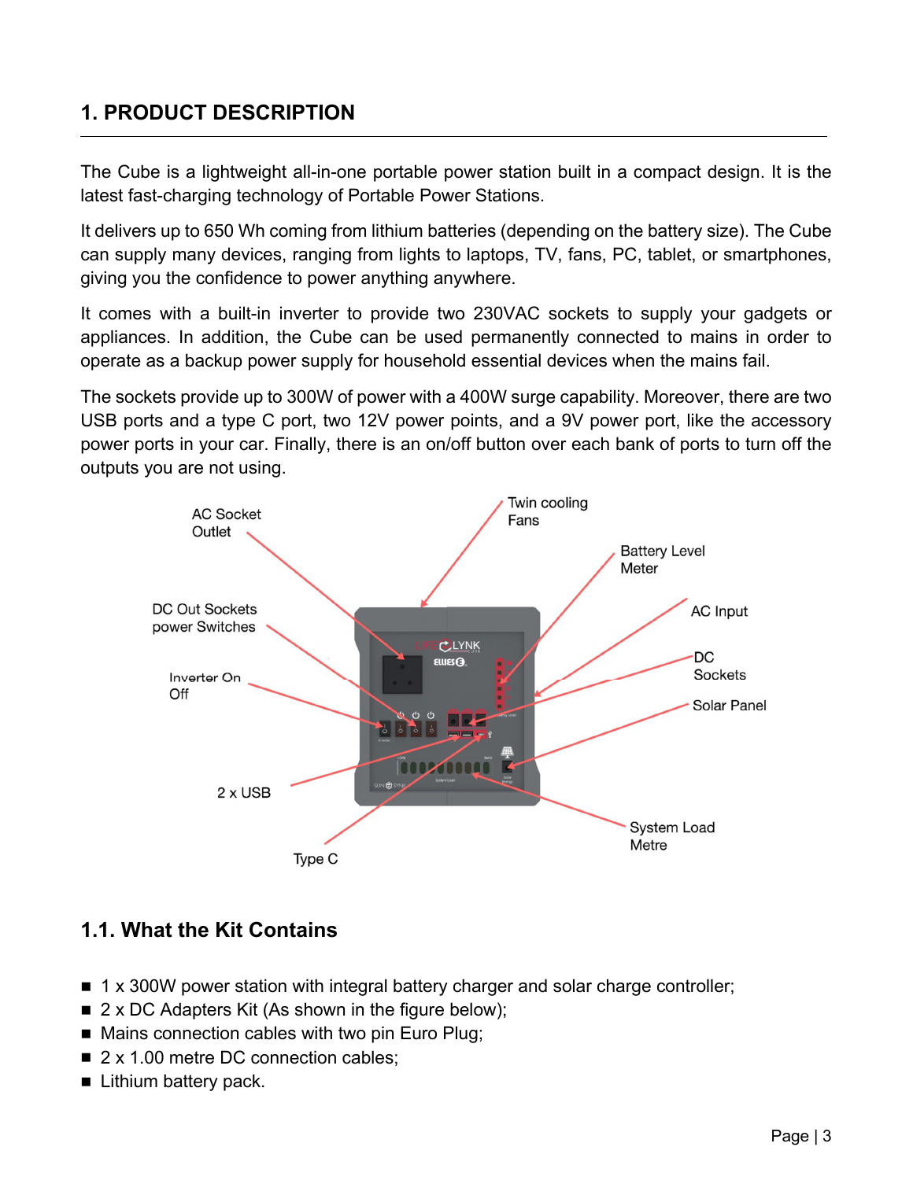## 1. PRODUCT DESCRIPTION

The Cube is a lightweight all-in-one portable power station built in a compact design. It is the latest fast-charging technology of Portable Power Stations.

It delivers up to 650 Wh coming from lithium batteries (depending on the battery size). The Cube can supply many devices, ranging from lights to laptops, TV, fans, PC, tablet, or smartphones, giving you the confidence to power anything anywhere.

It comes with a built-in inverter to provide two 230VAC sockets to supply your gadgets or appliances. In addition, the Cube can be used permanently connected to mains in order to operate as a backup power supply for household essential devices when the mains fail.

The sockets provide up to 300W of power with a 400W surge capability. Moreover, there are two USB ports and a type C port, two 12V power points, and a 9V power port, like the accessory power ports in your car. Finally, there is an on/off button over each bank of ports to turn off the outputs you are not using.

### 1.1. What the Kit Contains

- 1 x 300W power station with integral battery charger and solar charge controller;
- 2 x DC Adapters Kit (As shown in the figure below);
- Mains connection cables with two pin Euro Plug;
- 2 x 1.00 metre DC connection cables;
- Lithium battery pack.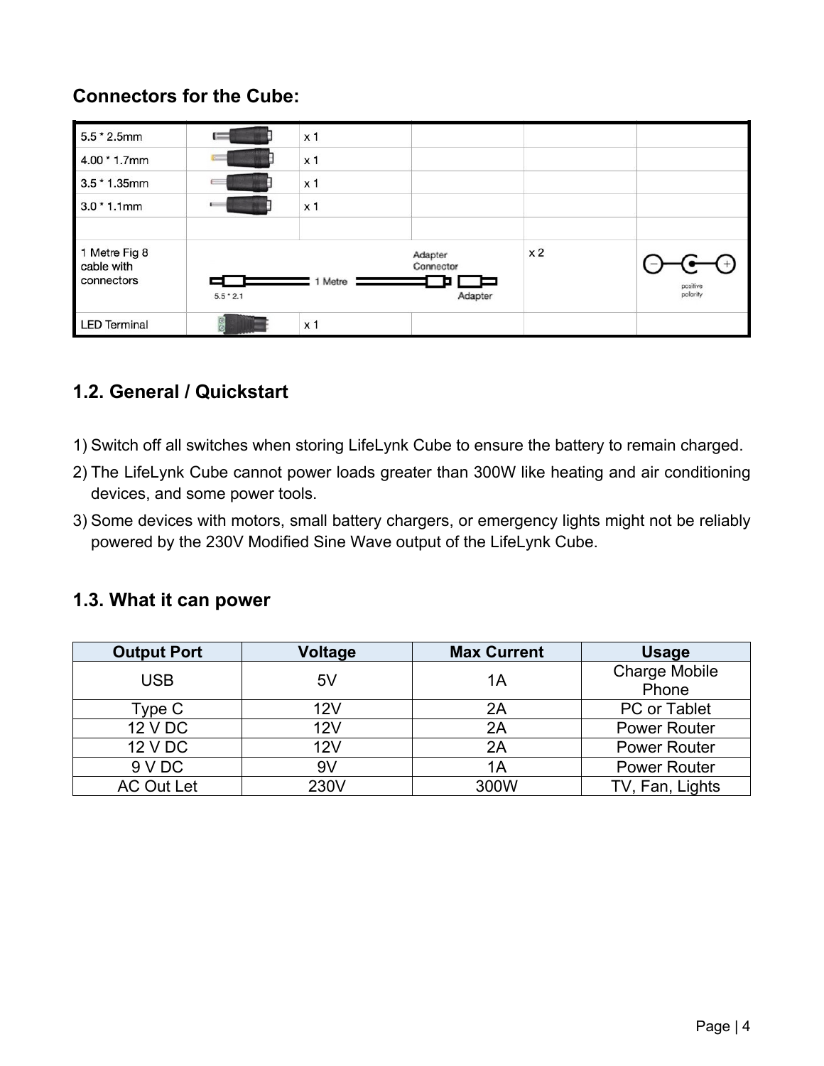**Connectors for the Cube:**

| | | | | | |
|---|---|---|---|---|---|
| 5.5 * 2.5mm | | x 1 | | | |
| 4.00 * 1.7mm | | x 1 | | | |
| 3.5 * 1.35mm | | x 1 | | | |
| 3.0 * 1.1mm | | x 1 | | | |
| | | | | | |
| 1 Metre Fig 8 cable with connectors | 5.5 * 2.1 | 1 Metre | Adapter Connector Adapter | x 2 | positive polarity |
| LED Terminal | | x 1 | | | |

## 1.2. General / Quickstart

1) Switch off all switches when storing LifeLynk Cube to ensure the battery to remain charged.
2) The LifeLynk Cube cannot power loads greater than 300W like heating and air conditioning devices, and some power tools.
3) Some devices with motors, small battery chargers, or emergency lights might not be reliably powered by the 230V Modified Sine Wave output of the LifeLynk Cube.

## 1.3. What it can power

| Output Port | Voltage | Max Current | Usage |
|---|---|---|---|
| USB | 5V | 1A | Charge Mobile Phone |
| Type C | 12V | 2A | PC or Tablet |
| 12 V DC | 12V | 2A | Power Router |
| 12 V DC | 12V | 2A | Power Router |
| 9 V DC | 9V | 1A | Power Router |
| AC Out Let | 230V | 300W | TV, Fan, Lights |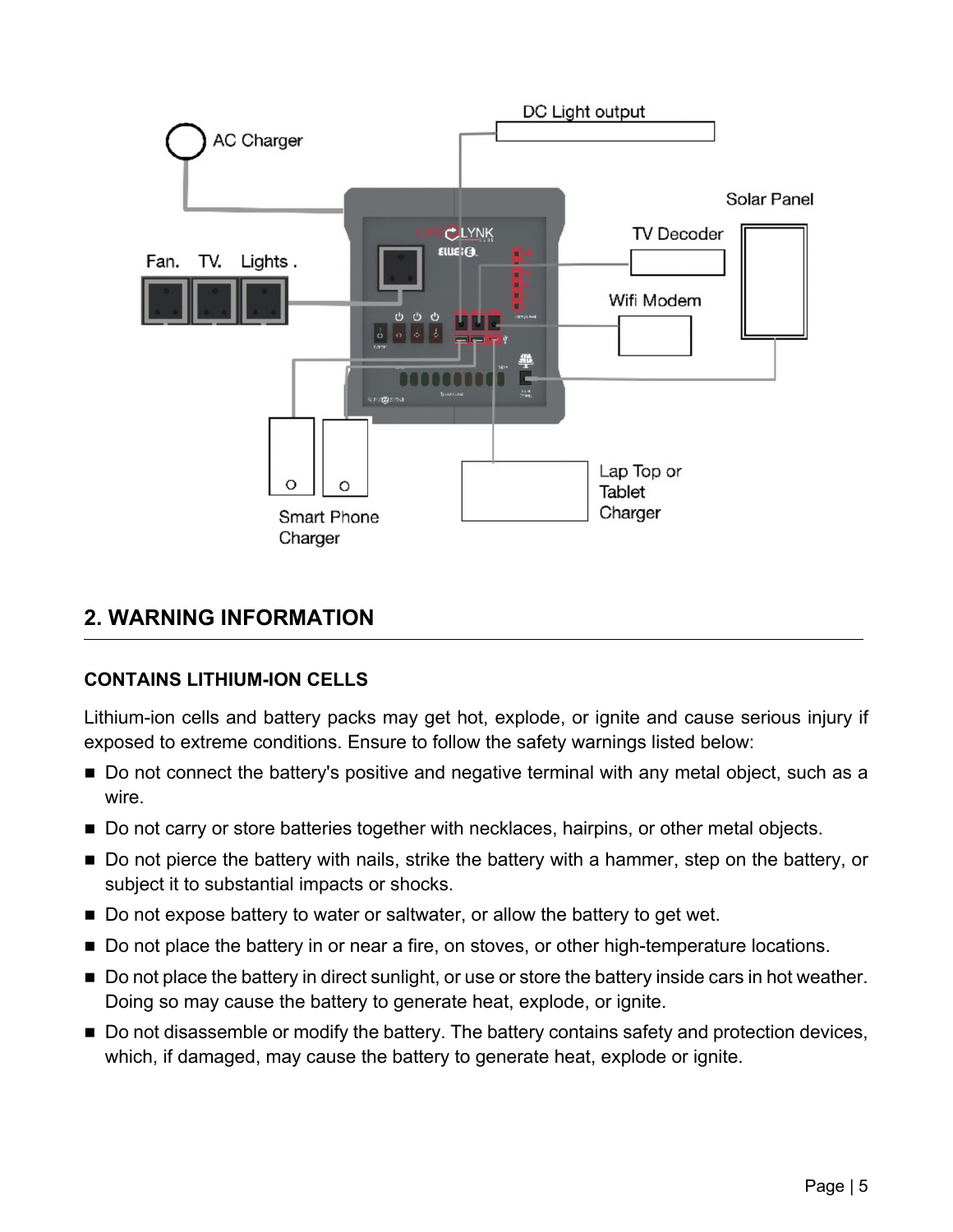## 2. WARNING INFORMATION

**CONTAINS LITHIUM-ION CELLS**

Lithium-ion cells and battery packs may get hot, explode, or ignite and cause serious injury if exposed to extreme conditions. Ensure to follow the safety warnings listed below:

- Do not connect the battery's positive and negative terminal with any metal object, such as a wire.
- Do not carry or store batteries together with necklaces, hairpins, or other metal objects.
- Do not pierce the battery with nails, strike the battery with a hammer, step on the battery, or subject it to substantial impacts or shocks.
- Do not expose battery to water or saltwater, or allow the battery to get wet.
- Do not place the battery in or near a fire, on stoves, or other high-temperature locations.
- Do not place the battery in direct sunlight, or use or store the battery inside cars in hot weather. Doing so may cause the battery to generate heat, explode, or ignite.
- Do not disassemble or modify the battery. The battery contains safety and protection devices, which, if damaged, may cause the battery to generate heat, explode or ignite.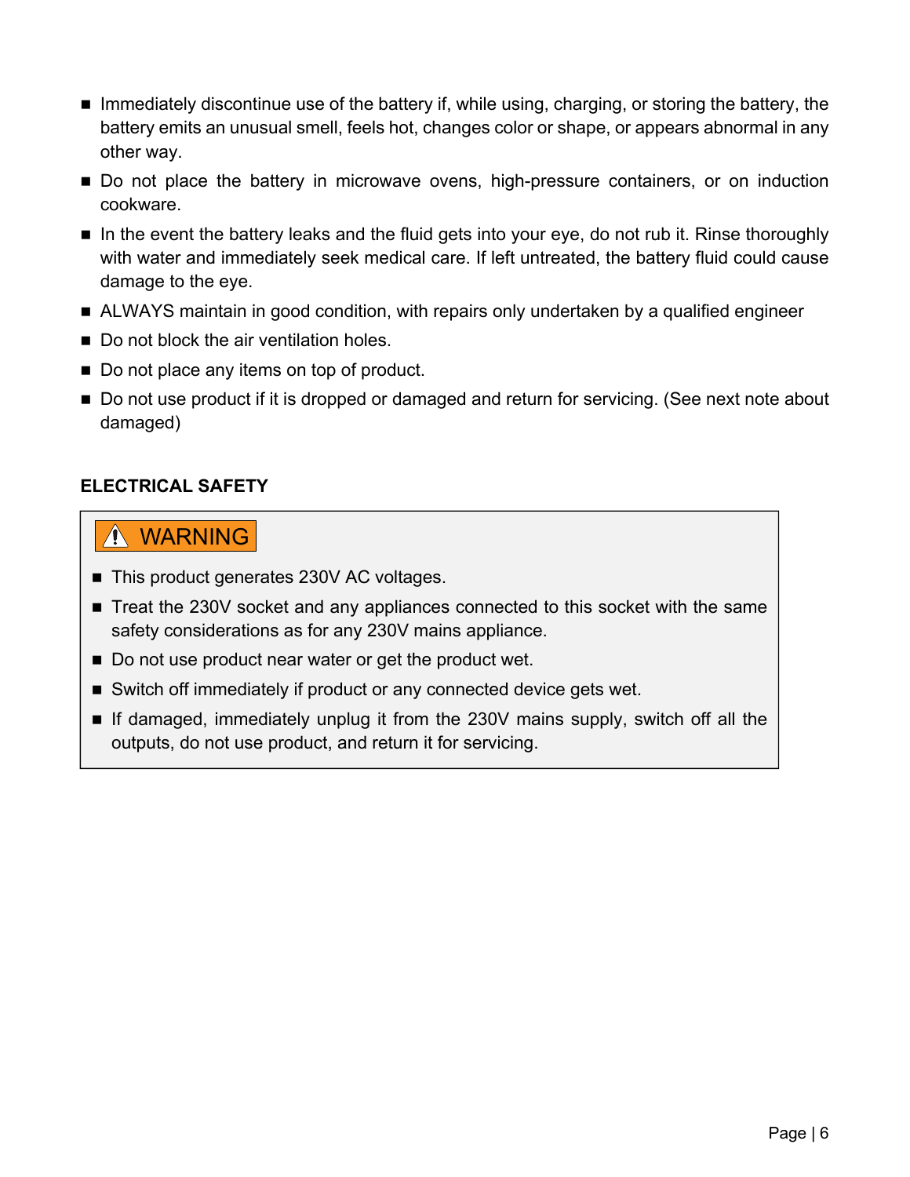- Immediately discontinue use of the battery if, while using, charging, or storing the battery, the battery emits an unusual smell, feels hot, changes color or shape, or appears abnormal in any other way.
- Do not place the battery in microwave ovens, high-pressure containers, or on induction cookware.
- In the event the battery leaks and the fluid gets into your eye, do not rub it. Rinse thoroughly with water and immediately seek medical care. If left untreated, the battery fluid could cause damage to the eye.
- ALWAYS maintain in good condition, with repairs only undertaken by a qualified engineer
- Do not block the air ventilation holes.
- Do not place any items on top of product.
- Do not use product if it is dropped or damaged and return for servicing. (See next note about damaged)

**ELECTRICAL SAFETY**

⚠ **WARNING**

- This product generates 230V AC voltages.
- Treat the 230V socket and any appliances connected to this socket with the same safety considerations as for any 230V mains appliance.
- Do not use product near water or get the product wet.
- Switch off immediately if product or any connected device gets wet.
- If damaged, immediately unplug it from the 230V mains supply, switch off all the outputs, do not use product, and return it for servicing.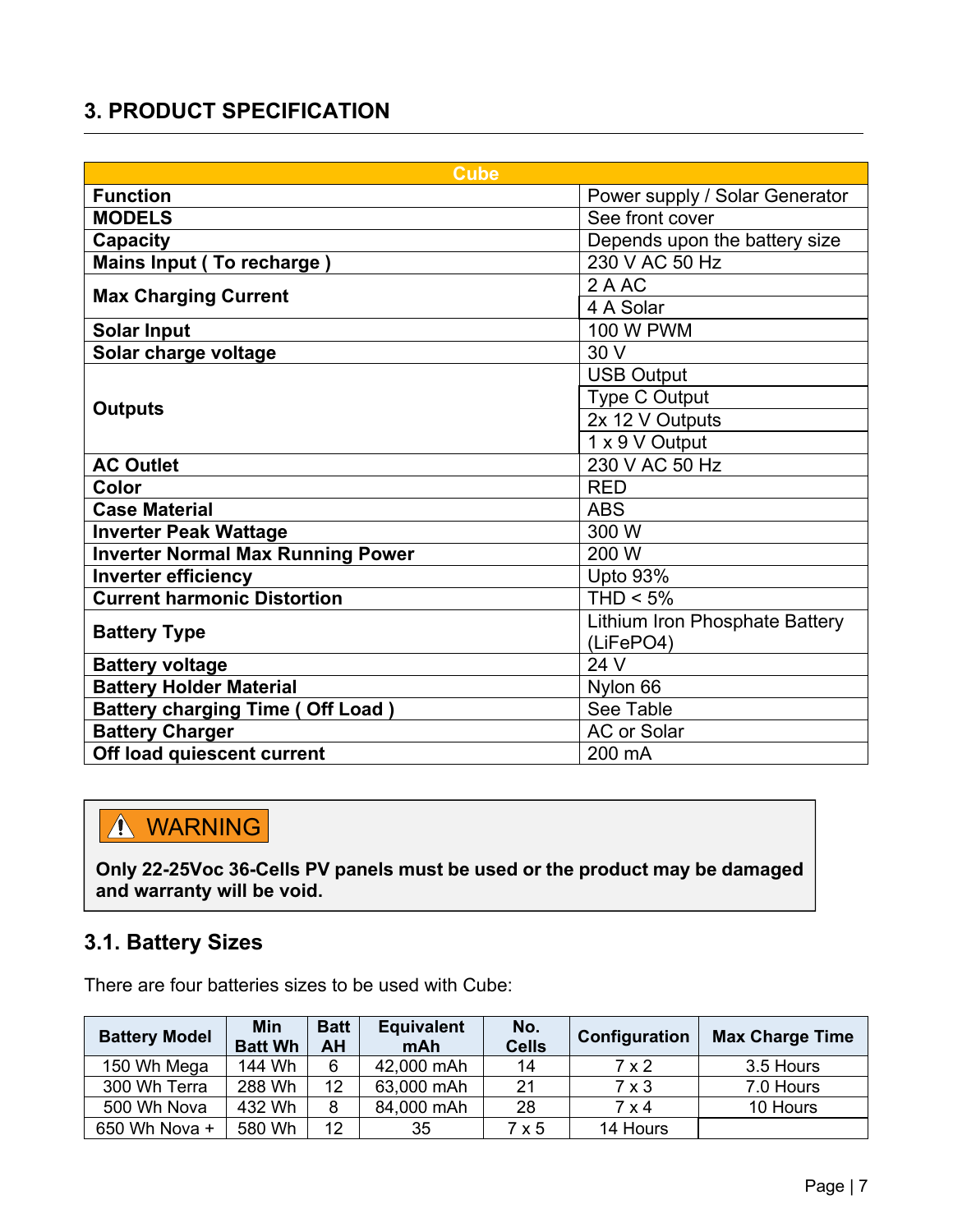## 3. PRODUCT SPECIFICATION

| Cube | |
|---|---|
| **Function** | Power supply / Solar Generator |
| **MODELS** | See front cover |
| **Capacity** | Depends upon the battery size |
| **Mains Input ( To recharge )** | 230 V AC 50 Hz |
| **Max Charging Current** | 2 A AC |
| | 4 A Solar |
| **Solar Input** | 100 W PWM |
| **Solar charge voltage** | 30 V |
| **Outputs** | USB Output |
| | Type C Output |
| | 2x 12 V Outputs |
| | 1 x 9 V Output |
| **AC Outlet** | 230 V AC 50 Hz |
| **Color** | RED |
| **Case Material** | ABS |
| **Inverter Peak Wattage** | 300 W |
| **Inverter Normal Max Running Power** | 200 W |
| **Inverter efficiency** | Upto 93% |
| **Current harmonic Distortion** | THD < 5% |
| **Battery Type** | Lithium Iron Phosphate Battery ($LiFePO_4$) |
| **Battery voltage** | 24 V |
| **Battery Holder Material** | Nylon 66 |
| **Battery charging Time ( Off Load )** | See Table |
| **Battery Charger** | AC or Solar |
| **Off load quiescent current** | 200 mA |

> ⚠ **WARNING**
>
> **Only 22-25Voc 36-Cells PV panels must be used or the product may be damaged and warranty will be void.**

### 3.1. Battery Sizes

There are four batteries sizes to be used with Cube:

| Battery Model | Min Batt Wh | Batt AH | Equivalent mAh | No. Cells | Configuration | Max Charge Time |
|---|---|---|---|---|---|---|
| 150 Wh Mega | 144 Wh | 6 | 42,000 mAh | 14 | 7 x 2 | 3.5 Hours |
| 300 Wh Terra | 288 Wh | 12 | 63,000 mAh | 21 | 7 x 3 | 7.0 Hours |
| 500 Wh Nova | 432 Wh | 8 | 84,000 mAh | 28 | 7 x 4 | 10 Hours |
| 650 Wh Nova + | 580 Wh | 12 | 35 | 7 x 5 | 14 Hours | |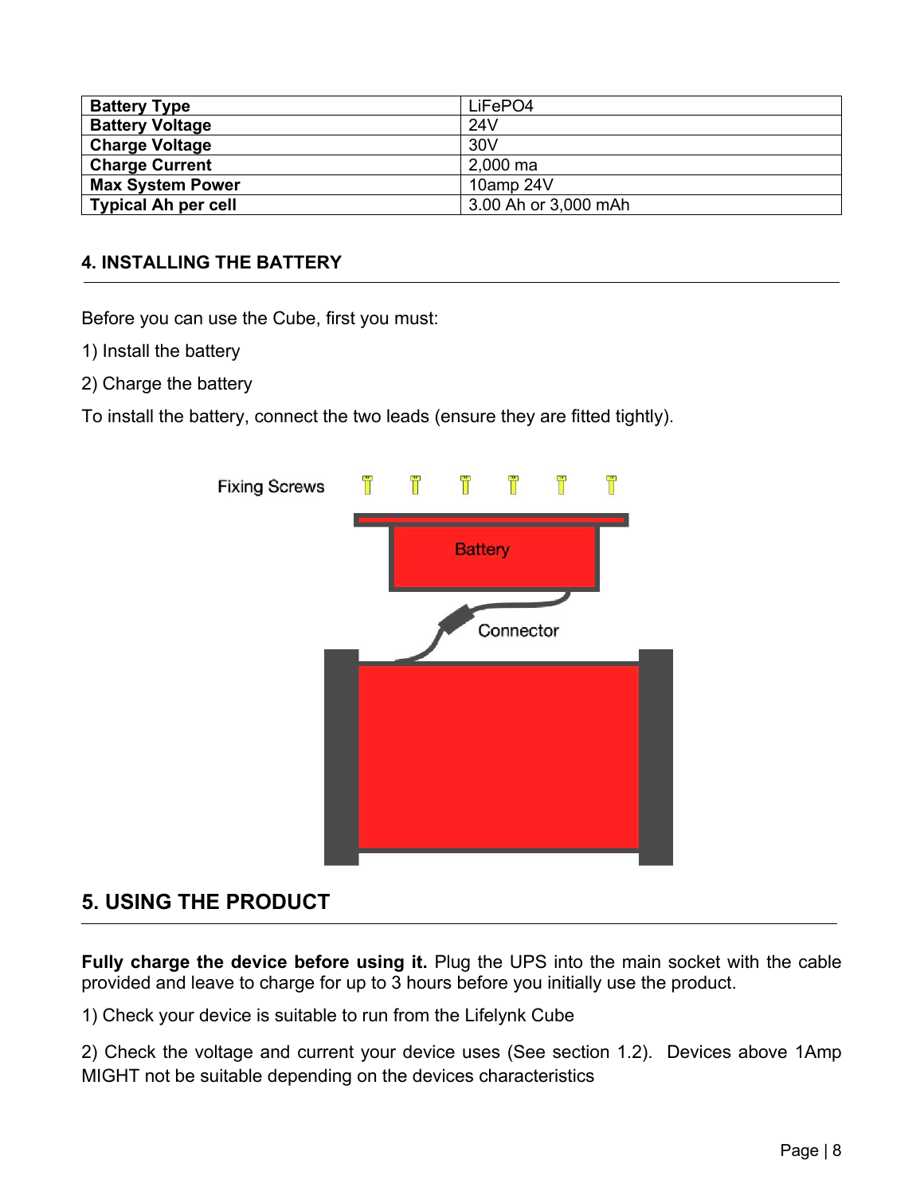| Battery Type | LiFePO4 |
|---|---|
| **Battery Voltage** | 24V |
| **Charge Voltage** | 30V |
| **Charge Current** | 2,000 ma |
| **Max System Power** | 10amp 24V |
| **Typical Ah per cell** | 3.00 Ah or 3,000 mAh |

## 4. INSTALLING THE BATTERY

Before you can use the Cube, first you must:

1) Install the battery

2) Charge the battery

To install the battery, connect the two leads (ensure they are fitted tightly).

Fixing Screws

Battery

Connector

## 5. USING THE PRODUCT

**Fully charge the device before using it.** Plug the UPS into the main socket with the cable provided and leave to charge for up to 3 hours before you initially use the product.

1) Check your device is suitable to run from the Lifelynk Cube

2) Check the voltage and current your device uses (See section 1.2). Devices above 1Amp MIGHT not be suitable depending on the devices characteristics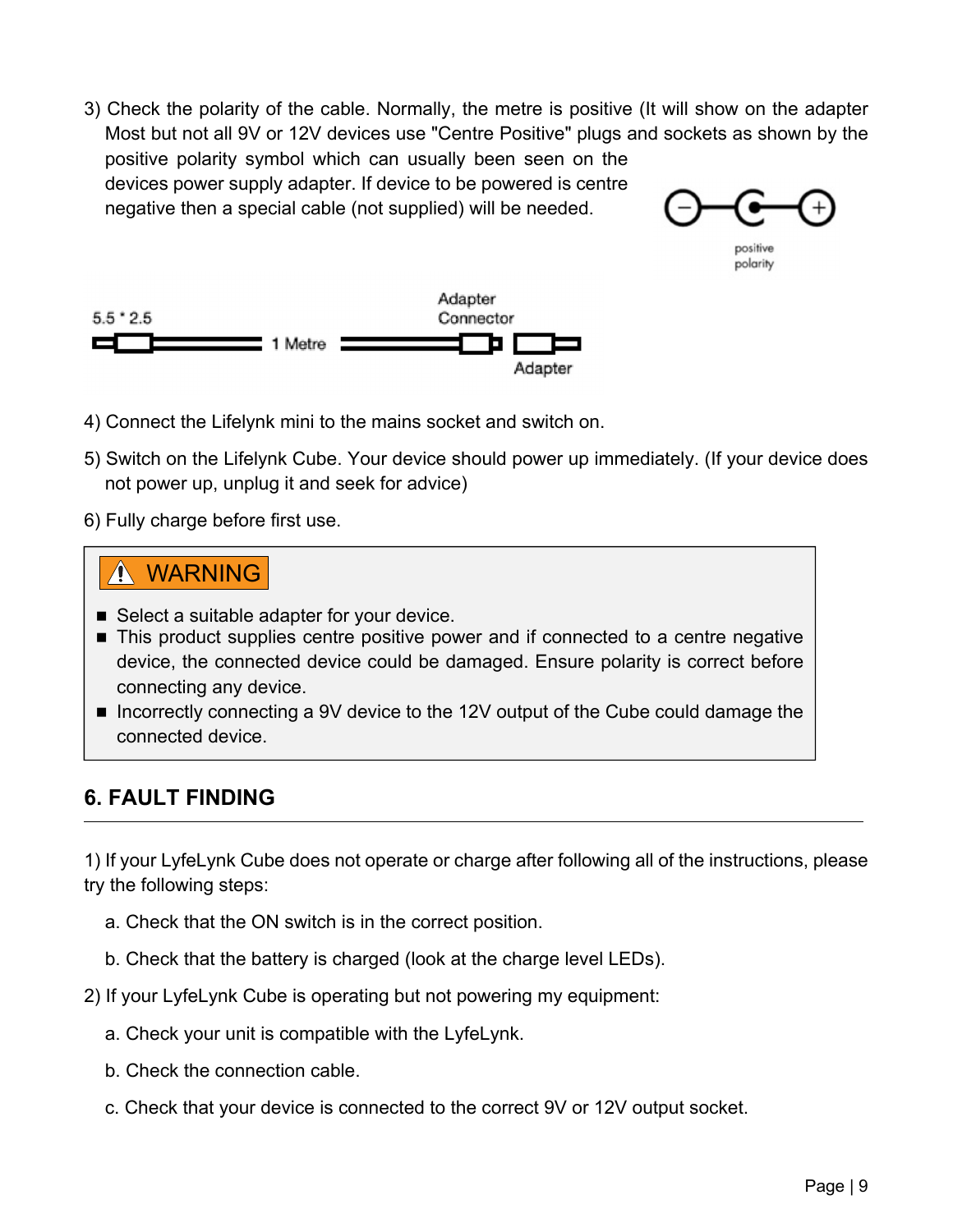3) Check the polarity of the cable. Normally, the metre is positive (It will show on the adapter Most but not all 9V or 12V devices use "Centre Positive" plugs and sockets as shown by the positive polarity symbol which can usually been seen on the devices power supply adapter. If device to be powered is centre negative then a special cable (not supplied) will be needed.

positive polarity

5.5 * 2.5 — 1 Metre — Adapter Connector — Adapter

4) Connect the Lifelynk mini to the mains socket and switch on.

5) Switch on the Lifelynk Cube. Your device should power up immediately. (If your device does not power up, unplug it and seek for advice)

6) Fully charge before first use.

> ⚠ **WARNING**
>
> - Select a suitable adapter for your device.
> - This product supplies centre positive power and if connected to a centre negative device, the connected device could be damaged. Ensure polarity is correct before connecting any device.
> - Incorrectly connecting a 9V device to the 12V output of the Cube could damage the connected device.

## 6. FAULT FINDING

1) If your LyfeLynk Cube does not operate or charge after following all of the instructions, please try the following steps:

  a. Check that the ON switch is in the correct position.

  b. Check that the battery is charged (look at the charge level LEDs).

2) If your LyfeLynk Cube is operating but not powering my equipment:

  a. Check your unit is compatible with the LyfeLynk.

  b. Check the connection cable.

  c. Check that your device is connected to the correct 9V or 12V output socket.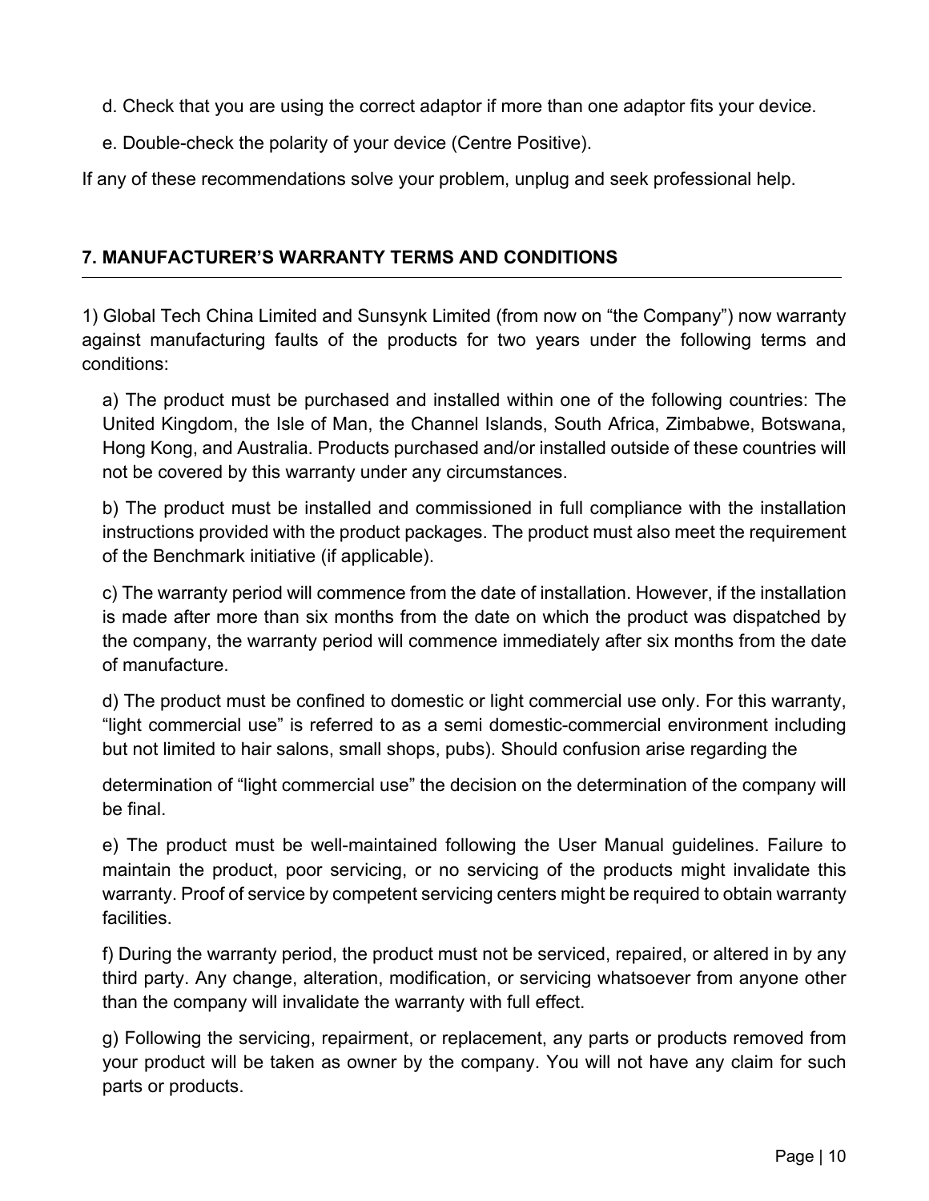d. Check that you are using the correct adaptor if more than one adaptor fits your device.

e. Double-check the polarity of your device (Centre Positive).

If any of these recommendations solve your problem, unplug and seek professional help.

## 7. MANUFACTURER'S WARRANTY TERMS AND CONDITIONS

1) Global Tech China Limited and Sunsynk Limited (from now on "the Company") now warranty against manufacturing faults of the products for two years under the following terms and conditions:

a) The product must be purchased and installed within one of the following countries: The United Kingdom, the Isle of Man, the Channel Islands, South Africa, Zimbabwe, Botswana, Hong Kong, and Australia. Products purchased and/or installed outside of these countries will not be covered by this warranty under any circumstances.

b) The product must be installed and commissioned in full compliance with the installation instructions provided with the product packages. The product must also meet the requirement of the Benchmark initiative (if applicable).

c) The warranty period will commence from the date of installation. However, if the installation is made after more than six months from the date on which the product was dispatched by the company, the warranty period will commence immediately after six months from the date of manufacture.

d) The product must be confined to domestic or light commercial use only. For this warranty, "light commercial use" is referred to as a semi domestic-commercial environment including but not limited to hair salons, small shops, pubs). Should confusion arise regarding the determination of "light commercial use" the decision on the determination of the company will be final.

e) The product must be well-maintained following the User Manual guidelines. Failure to maintain the product, poor servicing, or no servicing of the products might invalidate this warranty. Proof of service by competent servicing centers might be required to obtain warranty facilities.

f) During the warranty period, the product must not be serviced, repaired, or altered in by any third party. Any change, alteration, modification, or servicing whatsoever from anyone other than the company will invalidate the warranty with full effect.

g) Following the servicing, repairment, or replacement, any parts or products removed from your product will be taken as owner by the company. You will not have any claim for such parts or products.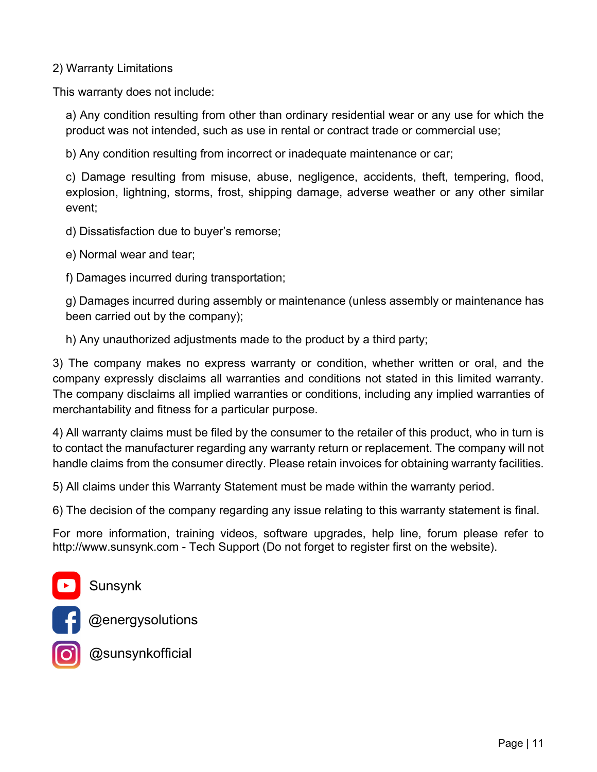2) Warranty Limitations

This warranty does not include:

a) Any condition resulting from other than ordinary residential wear or any use for which the product was not intended, such as use in rental or contract trade or commercial use;

b) Any condition resulting from incorrect or inadequate maintenance or car;

c) Damage resulting from misuse, abuse, negligence, accidents, theft, tempering, flood, explosion, lightning, storms, frost, shipping damage, adverse weather or any other similar event;

d) Dissatisfaction due to buyer's remorse;

e) Normal wear and tear;

f) Damages incurred during transportation;

g) Damages incurred during assembly or maintenance (unless assembly or maintenance has been carried out by the company);

h) Any unauthorized adjustments made to the product by a third party;

3) The company makes no express warranty or condition, whether written or oral, and the company expressly disclaims all warranties and conditions not stated in this limited warranty. The company disclaims all implied warranties or conditions, including any implied warranties of merchantability and fitness for a particular purpose.

4) All warranty claims must be filed by the consumer to the retailer of this product, who in turn is to contact the manufacturer regarding any warranty return or replacement. The company will not handle claims from the consumer directly. Please retain invoices for obtaining warranty facilities.

5) All claims under this Warranty Statement must be made within the warranty period.

6) The decision of the company regarding any issue relating to this warranty statement is final.

For more information, training videos, software upgrades, help line, forum please refer to http://www.sunsynk.com - Tech Support (Do not forget to register first on the website).

Sunsynk

@energysolutions

@sunsynkofficial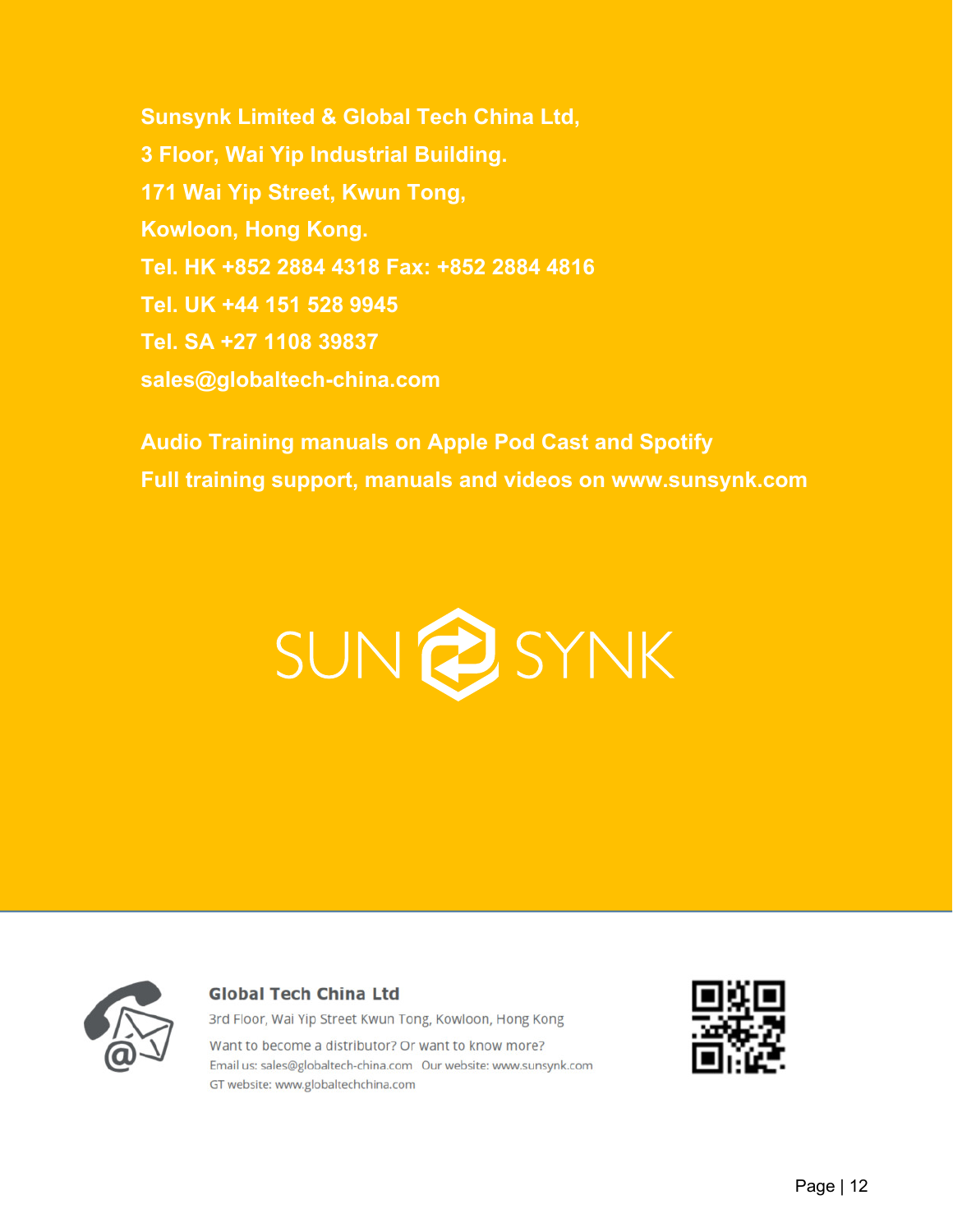**Sunsynk Limited & Global Tech China Ltd,**
**3 Floor, Wai Yip Industrial Building.**
**171 Wai Yip Street, Kwun Tong,**
**Kowloon, Hong Kong.**
**Tel. HK +852 2884 4318 Fax: +852 2884 4816**
**Tel. UK +44 151 528 9945**
**Tel. SA +27 1108 39837**
**sales@globaltech-china.com**

**Audio Training manuals on Apple Pod Cast and Spotify**
**Full training support, manuals and videos on www.sunsynk.com**

SUN SYNK

**Global Tech China Ltd**

3rd Floor, Wai Yip Street Kwun Tong, Kowloon, Hong Kong

Want to become a distributor? Or want to know more?

Email us: sales@globaltech-china.com Our website: www.sunsynk.com

GT website: www.globaltechchina.com